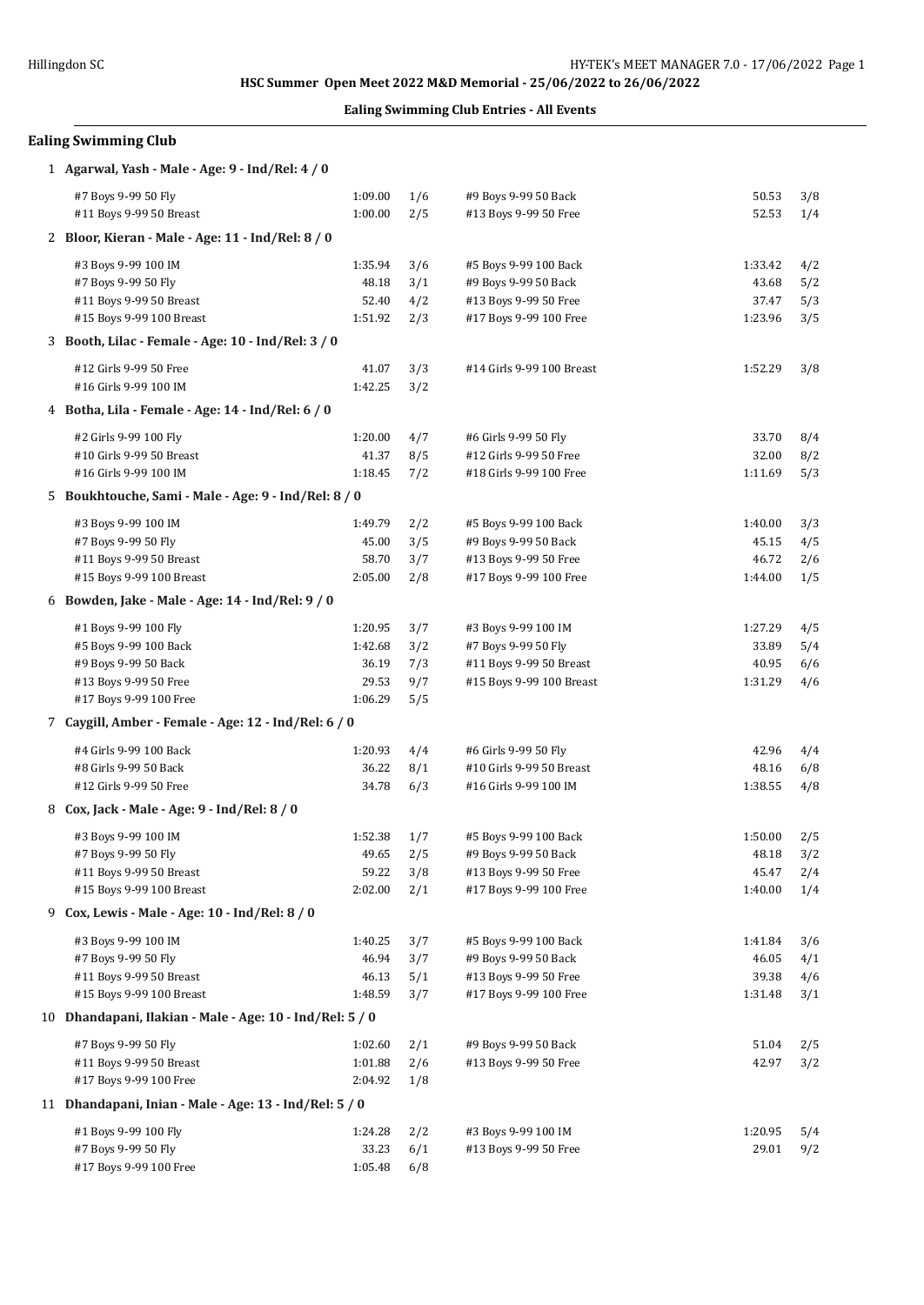**HSC Summer Open Meet 2022 M&D Memorial - 25/06/2022 to 26/06/2022**

**Ealing Swimming Club Entries - All Events**

## Ealing Swimming Club

**1 Agarwal, Yash - Male - Age: 9 - Ind/Rel: 4 / 0**

| Event | Time | Heat/Lane | Event | Time | Heat/Lane |
|---|---|---|---|---|---|
| #7 Boys 9-99 50 Fly | 1:09.00 | 1/6 | #9 Boys 9-99 50 Back | 50.53 | 3/8 |
| #11 Boys 9-99 50 Breast | 1:00.00 | 2/5 | #13 Boys 9-99 50 Free | 52.53 | 1/4 |

**2 Bloor, Kieran - Male - Age: 11 - Ind/Rel: 8 / 0**

| Event | Time | Heat/Lane | Event | Time | Heat/Lane |
|---|---|---|---|---|---|
| #3 Boys 9-99 100 IM | 1:35.94 | 3/6 | #5 Boys 9-99 100 Back | 1:33.42 | 4/2 |
| #7 Boys 9-99 50 Fly | 48.18 | 3/1 | #9 Boys 9-99 50 Back | 43.68 | 5/2 |
| #11 Boys 9-99 50 Breast | 52.40 | 4/2 | #13 Boys 9-99 50 Free | 37.47 | 5/3 |
| #15 Boys 9-99 100 Breast | 1:51.92 | 2/3 | #17 Boys 9-99 100 Free | 1:23.96 | 3/5 |

**3 Booth, Lilac - Female - Age: 10 - Ind/Rel: 3 / 0**

| Event | Time | Heat/Lane | Event | Time | Heat/Lane |
|---|---|---|---|---|---|
| #12 Girls 9-99 50 Free | 41.07 | 3/3 | #14 Girls 9-99 100 Breast | 1:52.29 | 3/8 |
| #16 Girls 9-99 100 IM | 1:42.25 | 3/2 | | | |

**4 Botha, Lila - Female - Age: 14 - Ind/Rel: 6 / 0**

| Event | Time | Heat/Lane | Event | Time | Heat/Lane |
|---|---|---|---|---|---|
| #2 Girls 9-99 100 Fly | 1:20.00 | 4/7 | #6 Girls 9-99 50 Fly | 33.70 | 8/4 |
| #10 Girls 9-99 50 Breast | 41.37 | 8/5 | #12 Girls 9-99 50 Free | 32.00 | 8/2 |
| #16 Girls 9-99 100 IM | 1:18.45 | 7/2 | #18 Girls 9-99 100 Free | 1:11.69 | 5/3 |

**5 Boukhtouche, Sami - Male - Age: 9 - Ind/Rel: 8 / 0**

| Event | Time | Heat/Lane | Event | Time | Heat/Lane |
|---|---|---|---|---|---|
| #3 Boys 9-99 100 IM | 1:49.79 | 2/2 | #5 Boys 9-99 100 Back | 1:40.00 | 3/3 |
| #7 Boys 9-99 50 Fly | 45.00 | 3/5 | #9 Boys 9-99 50 Back | 45.15 | 4/5 |
| #11 Boys 9-99 50 Breast | 58.70 | 3/7 | #13 Boys 9-99 50 Free | 46.72 | 2/6 |
| #15 Boys 9-99 100 Breast | 2:05.00 | 2/8 | #17 Boys 9-99 100 Free | 1:44.00 | 1/5 |

**6 Bowden, Jake - Male - Age: 14 - Ind/Rel: 9 / 0**

| Event | Time | Heat/Lane | Event | Time | Heat/Lane |
|---|---|---|---|---|---|
| #1 Boys 9-99 100 Fly | 1:20.95 | 3/7 | #3 Boys 9-99 100 IM | 1:27.29 | 4/5 |
| #5 Boys 9-99 100 Back | 1:42.68 | 3/2 | #7 Boys 9-99 50 Fly | 33.89 | 5/4 |
| #9 Boys 9-99 50 Back | 36.19 | 7/3 | #11 Boys 9-99 50 Breast | 40.95 | 6/6 |
| #13 Boys 9-99 50 Free | 29.53 | 9/7 | #15 Boys 9-99 100 Breast | 1:31.29 | 4/6 |
| #17 Boys 9-99 100 Free | 1:06.29 | 5/5 | | | |

**7 Caygill, Amber - Female - Age: 12 - Ind/Rel: 6 / 0**

| Event | Time | Heat/Lane | Event | Time | Heat/Lane |
|---|---|---|---|---|---|
| #4 Girls 9-99 100 Back | 1:20.93 | 4/4 | #6 Girls 9-99 50 Fly | 42.96 | 4/4 |
| #8 Girls 9-99 50 Back | 36.22 | 8/1 | #10 Girls 9-99 50 Breast | 48.16 | 6/8 |
| #12 Girls 9-99 50 Free | 34.78 | 6/3 | #16 Girls 9-99 100 IM | 1:38.55 | 4/8 |

**8 Cox, Jack - Male - Age: 9 - Ind/Rel: 8 / 0**

| Event | Time | Heat/Lane | Event | Time | Heat/Lane |
|---|---|---|---|---|---|
| #3 Boys 9-99 100 IM | 1:52.38 | 1/7 | #5 Boys 9-99 100 Back | 1:50.00 | 2/5 |
| #7 Boys 9-99 50 Fly | 49.65 | 2/5 | #9 Boys 9-99 50 Back | 48.18 | 3/2 |
| #11 Boys 9-99 50 Breast | 59.22 | 3/8 | #13 Boys 9-99 50 Free | 45.47 | 2/4 |
| #15 Boys 9-99 100 Breast | 2:02.00 | 2/1 | #17 Boys 9-99 100 Free | 1:40.00 | 1/4 |

**9 Cox, Lewis - Male - Age: 10 - Ind/Rel: 8 / 0**

| Event | Time | Heat/Lane | Event | Time | Heat/Lane |
|---|---|---|---|---|---|
| #3 Boys 9-99 100 IM | 1:40.25 | 3/7 | #5 Boys 9-99 100 Back | 1:41.84 | 3/6 |
| #7 Boys 9-99 50 Fly | 46.94 | 3/7 | #9 Boys 9-99 50 Back | 46.05 | 4/1 |
| #11 Boys 9-99 50 Breast | 46.13 | 5/1 | #13 Boys 9-99 50 Free | 39.38 | 4/6 |
| #15 Boys 9-99 100 Breast | 1:48.59 | 3/7 | #17 Boys 9-99 100 Free | 1:31.48 | 3/1 |

**10 Dhandapani, Ilakian - Male - Age: 10 - Ind/Rel: 5 / 0**

| Event | Time | Heat/Lane | Event | Time | Heat/Lane |
|---|---|---|---|---|---|
| #7 Boys 9-99 50 Fly | 1:02.60 | 2/1 | #9 Boys 9-99 50 Back | 51.04 | 2/5 |
| #11 Boys 9-99 50 Breast | 1:01.88 | 2/6 | #13 Boys 9-99 50 Free | 42.97 | 3/2 |
| #17 Boys 9-99 100 Free | 2:04.92 | 1/8 | | | |

**11 Dhandapani, Inian - Male - Age: 13 - Ind/Rel: 5 / 0**

| Event | Time | Heat/Lane | Event | Time | Heat/Lane |
|---|---|---|---|---|---|
| #1 Boys 9-99 100 Fly | 1:24.28 | 2/2 | #3 Boys 9-99 100 IM | 1:20.95 | 5/4 |
| #7 Boys 9-99 50 Fly | 33.23 | 6/1 | #13 Boys 9-99 50 Free | 29.01 | 9/2 |
| #17 Boys 9-99 100 Free | 1:05.48 | 6/8 | | | |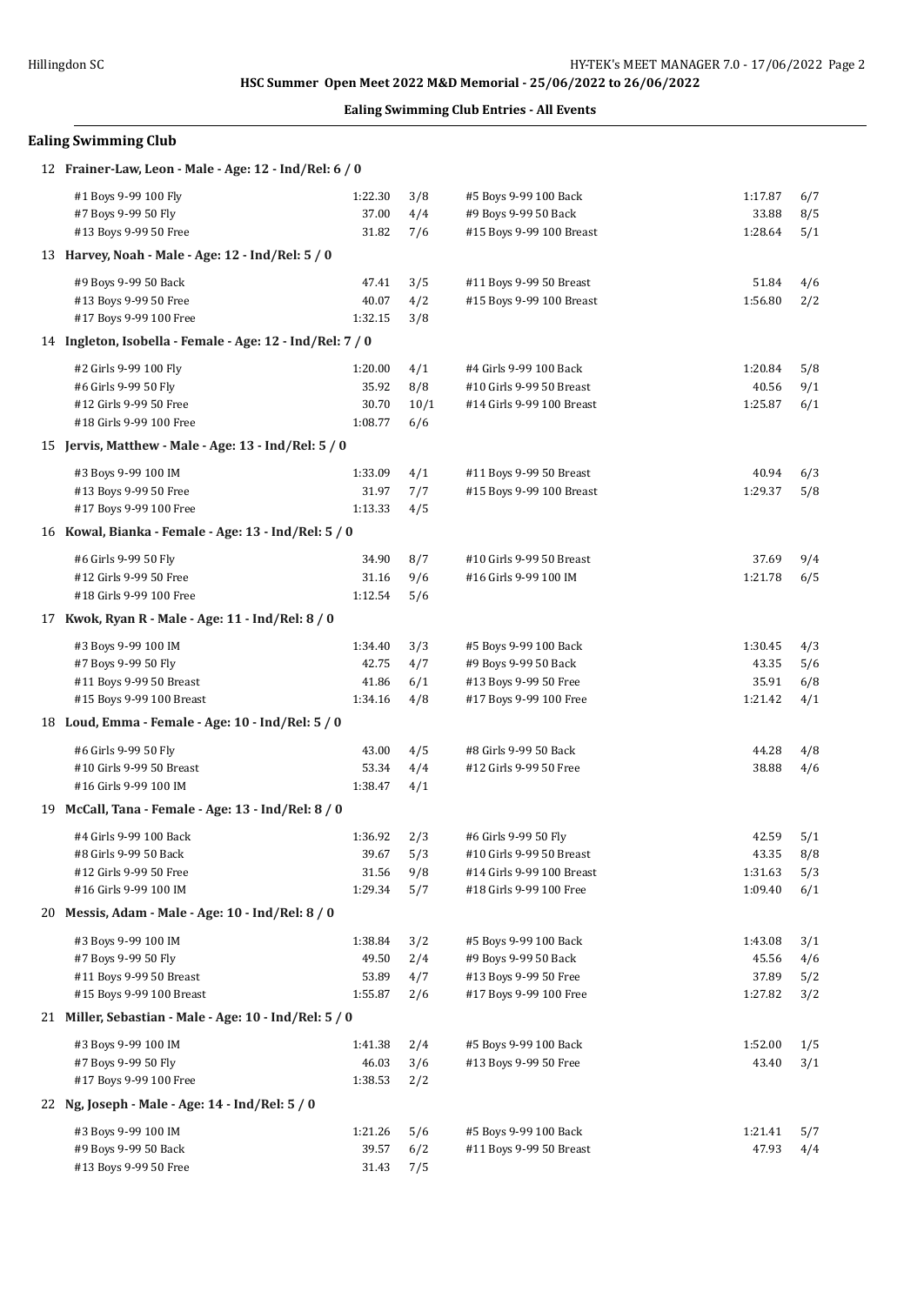## Ealing Swimming Club Entries - All Events

### Ealing Swimming Club

**12 Frainer-Law, Leon - Male - Age: 12 - Ind/Rel: 6 / 0**

| Event | Time | Heat/Lane | Event | Time | Heat/Lane |
|---|---|---|---|---|---|
| #1 Boys 9-99 100 Fly | 1:22.30 | 3/8 | #5 Boys 9-99 100 Back | 1:17.87 | 6/7 |
| #7 Boys 9-99 50 Fly | 37.00 | 4/4 | #9 Boys 9-99 50 Back | 33.88 | 8/5 |
| #13 Boys 9-99 50 Free | 31.82 | 7/6 | #15 Boys 9-99 100 Breast | 1:28.64 | 5/1 |

**13 Harvey, Noah - Male - Age: 12 - Ind/Rel: 5 / 0**

| Event | Time | Heat/Lane | Event | Time | Heat/Lane |
|---|---|---|---|---|---|
| #9 Boys 9-99 50 Back | 47.41 | 3/5 | #11 Boys 9-99 50 Breast | 51.84 | 4/6 |
| #13 Boys 9-99 50 Free | 40.07 | 4/2 | #15 Boys 9-99 100 Breast | 1:56.80 | 2/2 |
| #17 Boys 9-99 100 Free | 1:32.15 | 3/8 | | | |

**14 Ingleton, Isobella - Female - Age: 12 - Ind/Rel: 7 / 0**

| Event | Time | Heat/Lane | Event | Time | Heat/Lane |
|---|---|---|---|---|---|
| #2 Girls 9-99 100 Fly | 1:20.00 | 4/1 | #4 Girls 9-99 100 Back | 1:20.84 | 5/8 |
| #6 Girls 9-99 50 Fly | 35.92 | 8/8 | #10 Girls 9-99 50 Breast | 40.56 | 9/1 |
| #12 Girls 9-99 50 Free | 30.70 | 10/1 | #14 Girls 9-99 100 Breast | 1:25.87 | 6/1 |
| #18 Girls 9-99 100 Free | 1:08.77 | 6/6 | | | |

**15 Jervis, Matthew - Male - Age: 13 - Ind/Rel: 5 / 0**

| Event | Time | Heat/Lane | Event | Time | Heat/Lane |
|---|---|---|---|---|---|
| #3 Boys 9-99 100 IM | 1:33.09 | 4/1 | #11 Boys 9-99 50 Breast | 40.94 | 6/3 |
| #13 Boys 9-99 50 Free | 31.97 | 7/7 | #15 Boys 9-99 100 Breast | 1:29.37 | 5/8 |
| #17 Boys 9-99 100 Free | 1:13.33 | 4/5 | | | |

**16 Kowal, Bianka - Female - Age: 13 - Ind/Rel: 5 / 0**

| Event | Time | Heat/Lane | Event | Time | Heat/Lane |
|---|---|---|---|---|---|
| #6 Girls 9-99 50 Fly | 34.90 | 8/7 | #10 Girls 9-99 50 Breast | 37.69 | 9/4 |
| #12 Girls 9-99 50 Free | 31.16 | 9/6 | #16 Girls 9-99 100 IM | 1:21.78 | 6/5 |
| #18 Girls 9-99 100 Free | 1:12.54 | 5/6 | | | |

**17 Kwok, Ryan R - Male - Age: 11 - Ind/Rel: 8 / 0**

| Event | Time | Heat/Lane | Event | Time | Heat/Lane |
|---|---|---|---|---|---|
| #3 Boys 9-99 100 IM | 1:34.40 | 3/3 | #5 Boys 9-99 100 Back | 1:30.45 | 4/3 |
| #7 Boys 9-99 50 Fly | 42.75 | 4/7 | #9 Boys 9-99 50 Back | 43.35 | 5/6 |
| #11 Boys 9-99 50 Breast | 41.86 | 6/1 | #13 Boys 9-99 50 Free | 35.91 | 6/8 |
| #15 Boys 9-99 100 Breast | 1:34.16 | 4/8 | #17 Boys 9-99 100 Free | 1:21.42 | 4/1 |

**18 Loud, Emma - Female - Age: 10 - Ind/Rel: 5 / 0**

| Event | Time | Heat/Lane | Event | Time | Heat/Lane |
|---|---|---|---|---|---|
| #6 Girls 9-99 50 Fly | 43.00 | 4/5 | #8 Girls 9-99 50 Back | 44.28 | 4/8 |
| #10 Girls 9-99 50 Breast | 53.34 | 4/4 | #12 Girls 9-99 50 Free | 38.88 | 4/6 |
| #16 Girls 9-99 100 IM | 1:38.47 | 4/1 | | | |

**19 McCall, Tana - Female - Age: 13 - Ind/Rel: 8 / 0**

| Event | Time | Heat/Lane | Event | Time | Heat/Lane |
|---|---|---|---|---|---|
| #4 Girls 9-99 100 Back | 1:36.92 | 2/3 | #6 Girls 9-99 50 Fly | 42.59 | 5/1 |
| #8 Girls 9-99 50 Back | 39.67 | 5/3 | #10 Girls 9-99 50 Breast | 43.35 | 8/8 |
| #12 Girls 9-99 50 Free | 31.56 | 9/8 | #14 Girls 9-99 100 Breast | 1:31.63 | 5/3 |
| #16 Girls 9-99 100 IM | 1:29.34 | 5/7 | #18 Girls 9-99 100 Free | 1:09.40 | 6/1 |

**20 Messis, Adam - Male - Age: 10 - Ind/Rel: 8 / 0**

| Event | Time | Heat/Lane | Event | Time | Heat/Lane |
|---|---|---|---|---|---|
| #3 Boys 9-99 100 IM | 1:38.84 | 3/2 | #5 Boys 9-99 100 Back | 1:43.08 | 3/1 |
| #7 Boys 9-99 50 Fly | 49.50 | 2/4 | #9 Boys 9-99 50 Back | 45.56 | 4/6 |
| #11 Boys 9-99 50 Breast | 53.89 | 4/7 | #13 Boys 9-99 50 Free | 37.89 | 5/2 |
| #15 Boys 9-99 100 Breast | 1:55.87 | 2/6 | #17 Boys 9-99 100 Free | 1:27.82 | 3/2 |

**21 Miller, Sebastian - Male - Age: 10 - Ind/Rel: 5 / 0**

| Event | Time | Heat/Lane | Event | Time | Heat/Lane |
|---|---|---|---|---|---|
| #3 Boys 9-99 100 IM | 1:41.38 | 2/4 | #5 Boys 9-99 100 Back | 1:52.00 | 1/5 |
| #7 Boys 9-99 50 Fly | 46.03 | 3/6 | #13 Boys 9-99 50 Free | 43.40 | 3/1 |
| #17 Boys 9-99 100 Free | 1:38.53 | 2/2 | | | |

**22 Ng, Joseph - Male - Age: 14 - Ind/Rel: 5 / 0**

| Event | Time | Heat/Lane | Event | Time | Heat/Lane |
|---|---|---|---|---|---|
| #3 Boys 9-99 100 IM | 1:21.26 | 5/6 | #5 Boys 9-99 100 Back | 1:21.41 | 5/7 |
| #9 Boys 9-99 50 Back | 39.57 | 6/2 | #11 Boys 9-99 50 Breast | 47.93 | 4/4 |
| #13 Boys 9-99 50 Free | 31.43 | 7/5 | | | |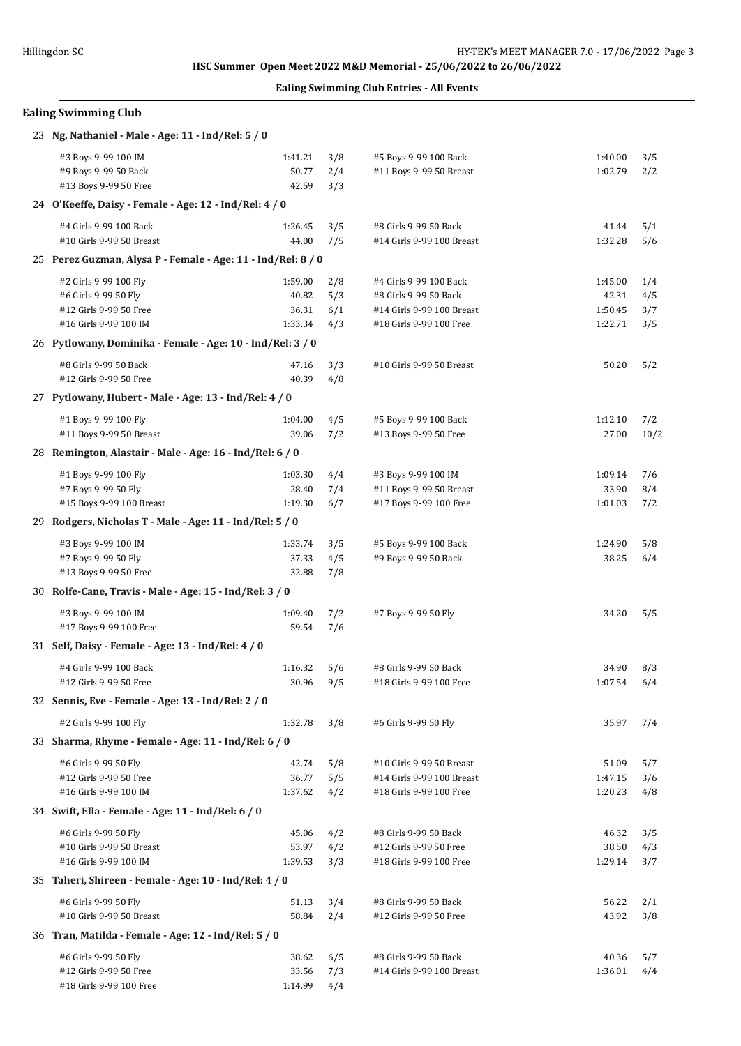HSC Summer Open Meet 2022 M&D Memorial - 25/06/2022 to 26/06/2022

**Ealing Swimming Club Entries - All Events**

## Ealing Swimming Club

### 23 Ng, Nathaniel - Male - Age: 11 - Ind/Rel: 5 / 0

| Event | Time | Heat/Lane | Event | Time | Heat/Lane |
|---|---|---|---|---|---|
| #3 Boys 9-99 100 IM | 1:41.21 | 3/8 | #5 Boys 9-99 100 Back | 1:40.00 | 3/5 |
| #9 Boys 9-99 50 Back | 50.77 | 2/4 | #11 Boys 9-99 50 Breast | 1:02.79 | 2/2 |
| #13 Boys 9-99 50 Free | 42.59 | 3/3 | | | |

### 24 O'Keeffe, Daisy - Female - Age: 12 - Ind/Rel: 4 / 0

| Event | Time | Heat/Lane | Event | Time | Heat/Lane |
|---|---|---|---|---|---|
| #4 Girls 9-99 100 Back | 1:26.45 | 3/5 | #8 Girls 9-99 50 Back | 41.44 | 5/1 |
| #10 Girls 9-99 50 Breast | 44.00 | 7/5 | #14 Girls 9-99 100 Breast | 1:32.28 | 5/6 |

### 25 Perez Guzman, Alysa P - Female - Age: 11 - Ind/Rel: 8 / 0

| Event | Time | Heat/Lane | Event | Time | Heat/Lane |
|---|---|---|---|---|---|
| #2 Girls 9-99 100 Fly | 1:59.00 | 2/8 | #4 Girls 9-99 100 Back | 1:45.00 | 1/4 |
| #6 Girls 9-99 50 Fly | 40.82 | 5/3 | #8 Girls 9-99 50 Back | 42.31 | 4/5 |
| #12 Girls 9-99 50 Free | 36.31 | 6/1 | #14 Girls 9-99 100 Breast | 1:50.45 | 3/7 |
| #16 Girls 9-99 100 IM | 1:33.34 | 4/3 | #18 Girls 9-99 100 Free | 1:22.71 | 3/5 |

### 26 Pytlowany, Dominika - Female - Age: 10 - Ind/Rel: 3 / 0

| Event | Time | Heat/Lane | Event | Time | Heat/Lane |
|---|---|---|---|---|---|
| #8 Girls 9-99 50 Back | 47.16 | 3/3 | #10 Girls 9-99 50 Breast | 50.20 | 5/2 |
| #12 Girls 9-99 50 Free | 40.39 | 4/8 | | | |

### 27 Pytlowany, Hubert - Male - Age: 13 - Ind/Rel: 4 / 0

| Event | Time | Heat/Lane | Event | Time | Heat/Lane |
|---|---|---|---|---|---|
| #1 Boys 9-99 100 Fly | 1:04.00 | 4/5 | #5 Boys 9-99 100 Back | 1:12.10 | 7/2 |
| #11 Boys 9-99 50 Breast | 39.06 | 7/2 | #13 Boys 9-99 50 Free | 27.00 | 10/2 |

### 28 Remington, Alastair - Male - Age: 16 - Ind/Rel: 6 / 0

| Event | Time | Heat/Lane | Event | Time | Heat/Lane |
|---|---|---|---|---|---|
| #1 Boys 9-99 100 Fly | 1:03.30 | 4/4 | #3 Boys 9-99 100 IM | 1:09.14 | 7/6 |
| #7 Boys 9-99 50 Fly | 28.40 | 7/4 | #11 Boys 9-99 50 Breast | 33.90 | 8/4 |
| #15 Boys 9-99 100 Breast | 1:19.30 | 6/7 | #17 Boys 9-99 100 Free | 1:01.03 | 7/2 |

### 29 Rodgers, Nicholas T - Male - Age: 11 - Ind/Rel: 5 / 0

| Event | Time | Heat/Lane | Event | Time | Heat/Lane |
|---|---|---|---|---|---|
| #3 Boys 9-99 100 IM | 1:33.74 | 3/5 | #5 Boys 9-99 100 Back | 1:24.90 | 5/8 |
| #7 Boys 9-99 50 Fly | 37.33 | 4/5 | #9 Boys 9-99 50 Back | 38.25 | 6/4 |
| #13 Boys 9-99 50 Free | 32.88 | 7/8 | | | |

### 30 Rolfe-Cane, Travis - Male - Age: 15 - Ind/Rel: 3 / 0

| Event | Time | Heat/Lane | Event | Time | Heat/Lane |
|---|---|---|---|---|---|
| #3 Boys 9-99 100 IM | 1:09.40 | 7/2 | #7 Boys 9-99 50 Fly | 34.20 | 5/5 |
| #17 Boys 9-99 100 Free | 59.54 | 7/6 | | | |

### 31 Self, Daisy - Female - Age: 13 - Ind/Rel: 4 / 0

| Event | Time | Heat/Lane | Event | Time | Heat/Lane |
|---|---|---|---|---|---|
| #4 Girls 9-99 100 Back | 1:16.32 | 5/6 | #8 Girls 9-99 50 Back | 34.90 | 8/3 |
| #12 Girls 9-99 50 Free | 30.96 | 9/5 | #18 Girls 9-99 100 Free | 1:07.54 | 6/4 |

### 32 Sennis, Eve - Female - Age: 13 - Ind/Rel: 2 / 0

| Event | Time | Heat/Lane | Event | Time | Heat/Lane |
|---|---|---|---|---|---|
| #2 Girls 9-99 100 Fly | 1:32.78 | 3/8 | #6 Girls 9-99 50 Fly | 35.97 | 7/4 |

### 33 Sharma, Rhyme - Female - Age: 11 - Ind/Rel: 6 / 0

| Event | Time | Heat/Lane | Event | Time | Heat/Lane |
|---|---|---|---|---|---|
| #6 Girls 9-99 50 Fly | 42.74 | 5/8 | #10 Girls 9-99 50 Breast | 51.09 | 5/7 |
| #12 Girls 9-99 50 Free | 36.77 | 5/5 | #14 Girls 9-99 100 Breast | 1:47.15 | 3/6 |
| #16 Girls 9-99 100 IM | 1:37.62 | 4/2 | #18 Girls 9-99 100 Free | 1:20.23 | 4/8 |

### 34 Swift, Ella - Female - Age: 11 - Ind/Rel: 6 / 0

| Event | Time | Heat/Lane | Event | Time | Heat/Lane |
|---|---|---|---|---|---|
| #6 Girls 9-99 50 Fly | 45.06 | 4/2 | #8 Girls 9-99 50 Back | 46.32 | 3/5 |
| #10 Girls 9-99 50 Breast | 53.97 | 4/2 | #12 Girls 9-99 50 Free | 38.50 | 4/3 |
| #16 Girls 9-99 100 IM | 1:39.53 | 3/3 | #18 Girls 9-99 100 Free | 1:29.14 | 3/7 |

### 35 Taheri, Shireen - Female - Age: 10 - Ind/Rel: 4 / 0

| Event | Time | Heat/Lane | Event | Time | Heat/Lane |
|---|---|---|---|---|---|
| #6 Girls 9-99 50 Fly | 51.13 | 3/4 | #8 Girls 9-99 50 Back | 56.22 | 2/1 |
| #10 Girls 9-99 50 Breast | 58.84 | 2/4 | #12 Girls 9-99 50 Free | 43.92 | 3/8 |

### 36 Tran, Matilda - Female - Age: 12 - Ind/Rel: 5 / 0

| Event | Time | Heat/Lane | Event | Time | Heat/Lane |
|---|---|---|---|---|---|
| #6 Girls 9-99 50 Fly | 38.62 | 6/5 | #8 Girls 9-99 50 Back | 40.36 | 5/7 |
| #12 Girls 9-99 50 Free | 33.56 | 7/3 | #14 Girls 9-99 100 Breast | 1:36.01 | 4/4 |
| #18 Girls 9-99 100 Free | 1:14.99 | 4/4 | | | |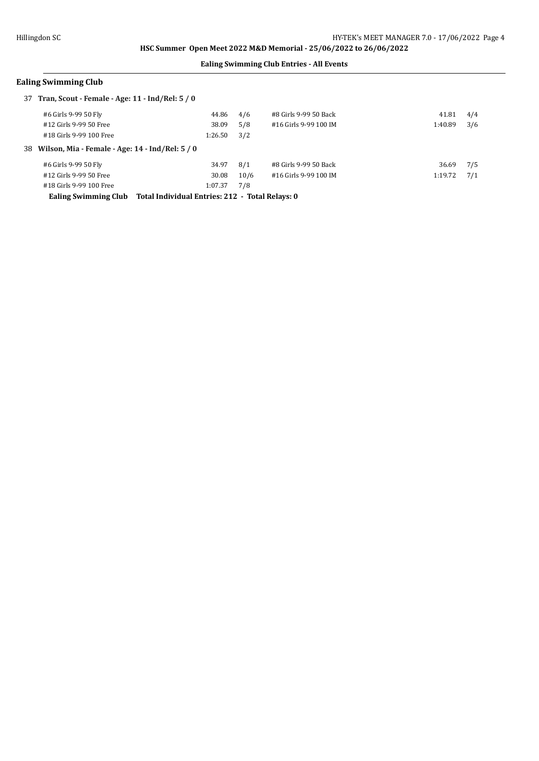## Ealing Swimming Club

**37 Tran, Scout - Female - Age: 11 - Ind/Rel: 5 / 0**

| | | | | | |
|---|---|---|---|---|---|
| #6 Girls 9-99 50 Fly | 44.86 | 4/6 | #8 Girls 9-99 50 Back | 41.81 | 4/4 |
| #12 Girls 9-99 50 Free | 38.09 | 5/8 | #16 Girls 9-99 100 IM | 1:40.89 | 3/6 |
| #18 Girls 9-99 100 Free | 1:26.50 | 3/2 | | | |

**38 Wilson, Mia - Female - Age: 14 - Ind/Rel: 5 / 0**

| | | | | | |
|---|---|---|---|---|---|
| #6 Girls 9-99 50 Fly | 34.97 | 8/1 | #8 Girls 9-99 50 Back | 36.69 | 7/5 |
| #12 Girls 9-99 50 Free | 30.08 | 10/6 | #16 Girls 9-99 100 IM | 1:19.72 | 7/1 |
| #18 Girls 9-99 100 Free | 1:07.37 | 7/8 | | | |

**Ealing Swimming Club Total Individual Entries: 212 - Total Relays: 0**